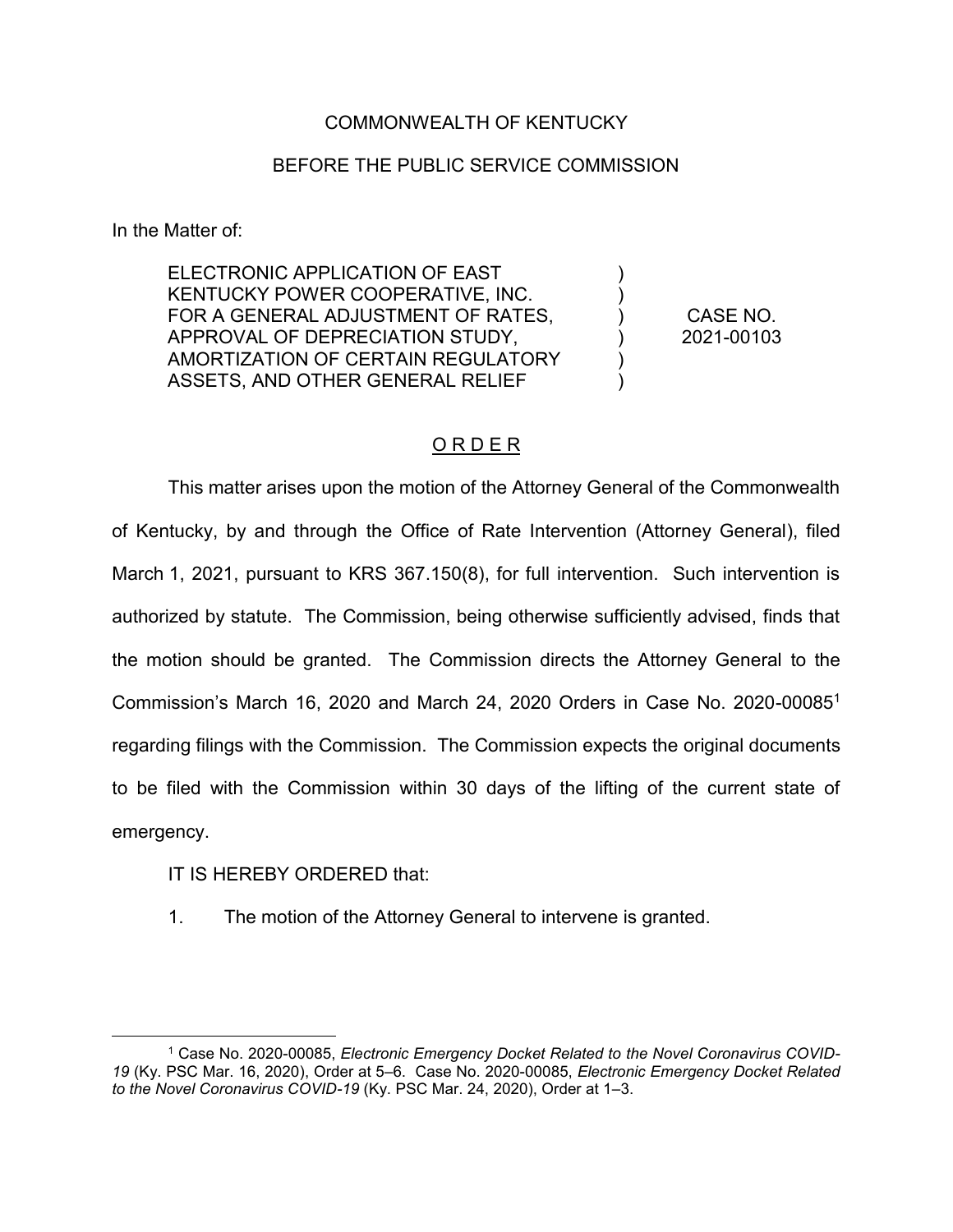COMMONWEALTH OF KENTUCKY

BEFORE THE PUBLIC SERVICE COMMISSION

In the Matter of:

| | | |
|---|---|---|
| ELECTRONIC APPLICATION OF EAST KENTUCKY POWER COOPERATIVE, INC. FOR A GENERAL ADJUSTMENT OF RATES, APPROVAL OF DEPRECIATION STUDY, AMORTIZATION OF CERTAIN REGULATORY ASSETS, AND OTHER GENERAL RELIEF | ) ) ) ) ) ) | CASE NO. 2021-00103 |

## O R D E R

This matter arises upon the motion of the Attorney General of the Commonwealth of Kentucky, by and through the Office of Rate Intervention (Attorney General), filed March 1, 2021, pursuant to KRS 367.150(8), for full intervention. Such intervention is authorized by statute. The Commission, being otherwise sufficiently advised, finds that the motion should be granted. The Commission directs the Attorney General to the Commission's March 16, 2020 and March 24, 2020 Orders in Case No. 2020-00085[1] regarding filings with the Commission. The Commission expects the original documents to be filed with the Commission within 30 days of the lifting of the current state of emergency.

IT IS HEREBY ORDERED that:

1. The motion of the Attorney General to intervene is granted.

---

[1] Case No. 2020-00085, *Electronic Emergency Docket Related to the Novel Coronavirus COVID-19* (Ky. PSC Mar. 16, 2020), Order at 5–6. Case No. 2020-00085, *Electronic Emergency Docket Related to the Novel Coronavirus COVID-19* (Ky. PSC Mar. 24, 2020), Order at 1–3.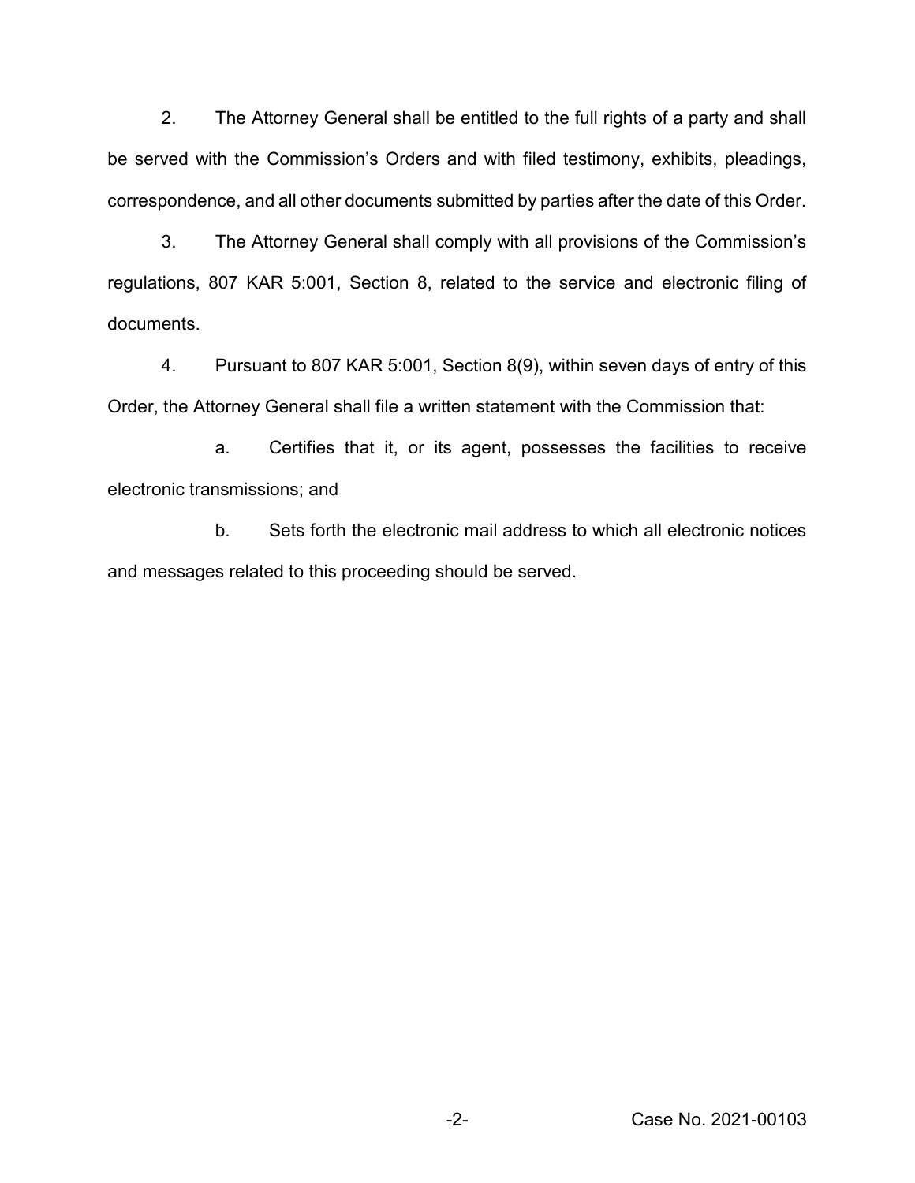2. The Attorney General shall be entitled to the full rights of a party and shall be served with the Commission's Orders and with filed testimony, exhibits, pleadings, correspondence, and all other documents submitted by parties after the date of this Order.

3. The Attorney General shall comply with all provisions of the Commission's regulations, 807 KAR 5:001, Section 8, related to the service and electronic filing of documents.

4. Pursuant to 807 KAR 5:001, Section 8(9), within seven days of entry of this Order, the Attorney General shall file a written statement with the Commission that:

a. Certifies that it, or its agent, possesses the facilities to receive electronic transmissions; and

b. Sets forth the electronic mail address to which all electronic notices and messages related to this proceeding should be served.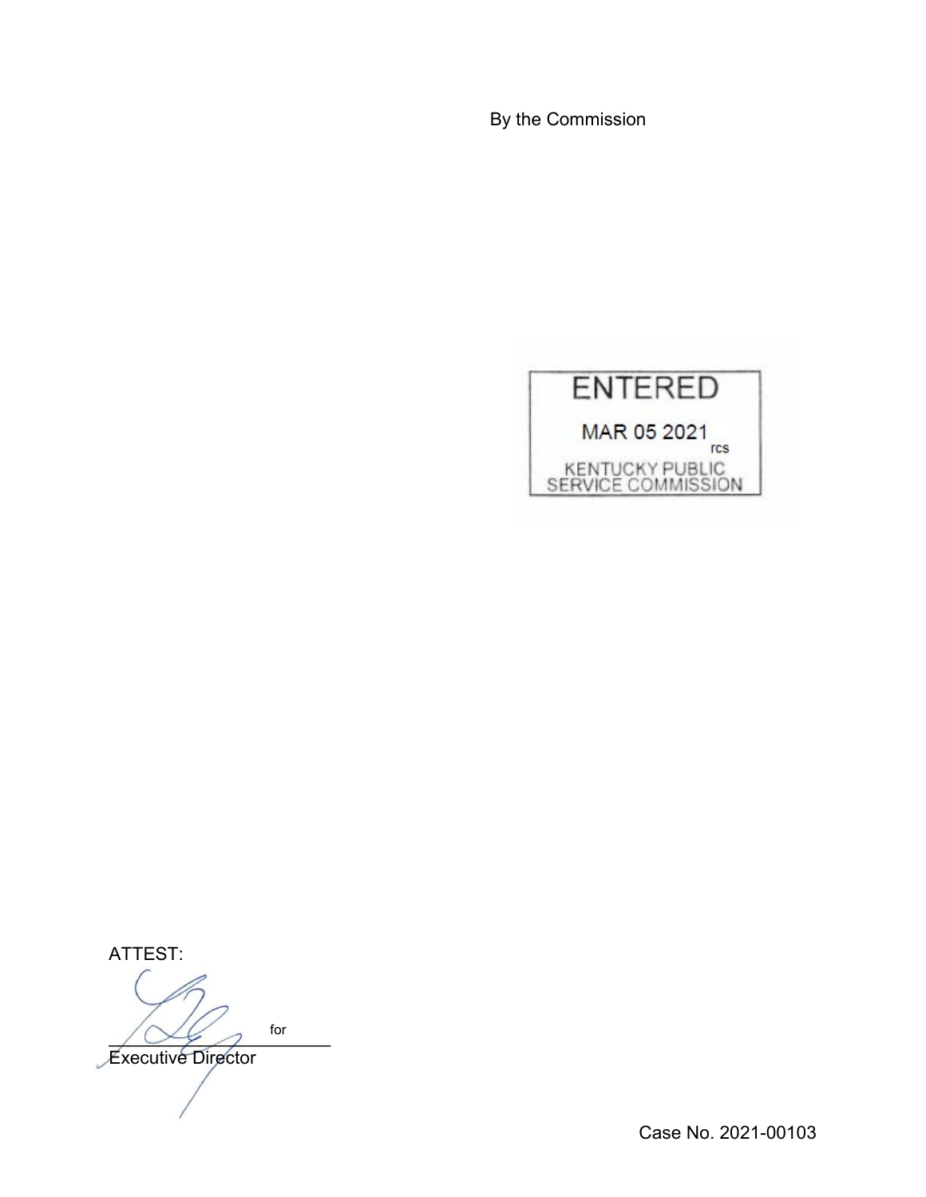By the Commission

ENTERED

MAR 05 2021

rcs

KENTUCKY PUBLIC SERVICE COMMISSION

ATTEST:

\_\_\_\_\_\_\_\_\_\_\_\_\_\_\_\_\_\_\_\_ for

Executive Director

Case No. 2021-00103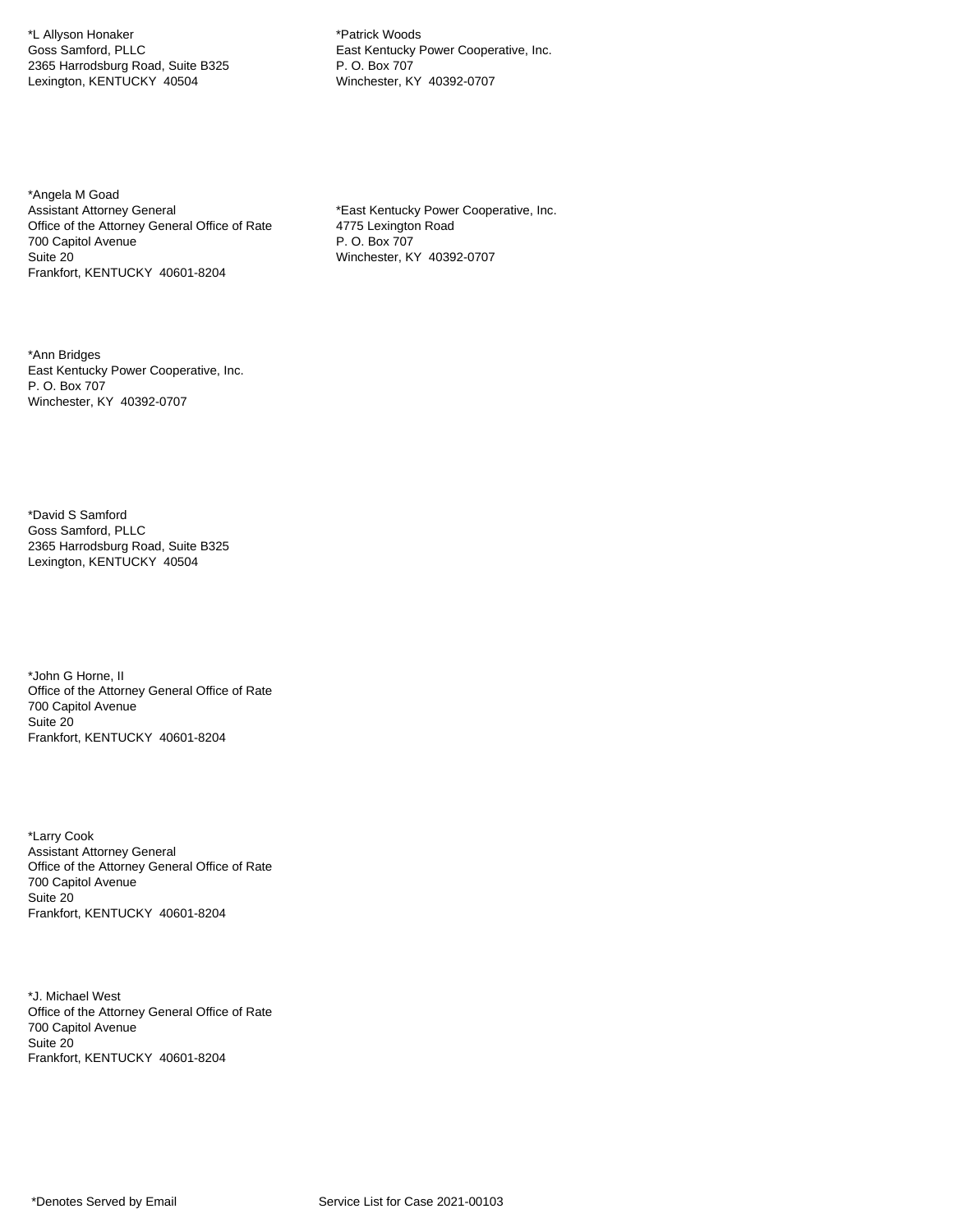*L Allyson Honaker
Goss Samford, PLLC
2365 Harrodsburg Road, Suite B325
Lexington, KENTUCKY 40504

*Patrick Woods
East Kentucky Power Cooperative, Inc.
P. O. Box 707
Winchester, KY 40392-0707

*Angela M Goad
Assistant Attorney General
Office of the Attorney General Office of Rate
700 Capitol Avenue
Suite 20
Frankfort, KENTUCKY 40601-8204

*East Kentucky Power Cooperative, Inc.
4775 Lexington Road
P. O. Box 707
Winchester, KY 40392-0707

*Ann Bridges
East Kentucky Power Cooperative, Inc.
P. O. Box 707
Winchester, KY 40392-0707

*David S Samford
Goss Samford, PLLC
2365 Harrodsburg Road, Suite B325
Lexington, KENTUCKY 40504

*John G Horne, II
Office of the Attorney General Office of Rate
700 Capitol Avenue
Suite 20
Frankfort, KENTUCKY 40601-8204

*Larry Cook
Assistant Attorney General
Office of the Attorney General Office of Rate
700 Capitol Avenue
Suite 20
Frankfort, KENTUCKY 40601-8204

*J. Michael West
Office of the Attorney General Office of Rate
700 Capitol Avenue
Suite 20
Frankfort, KENTUCKY 40601-8204

*Denotes Served by Email

Service List for Case 2021-00103